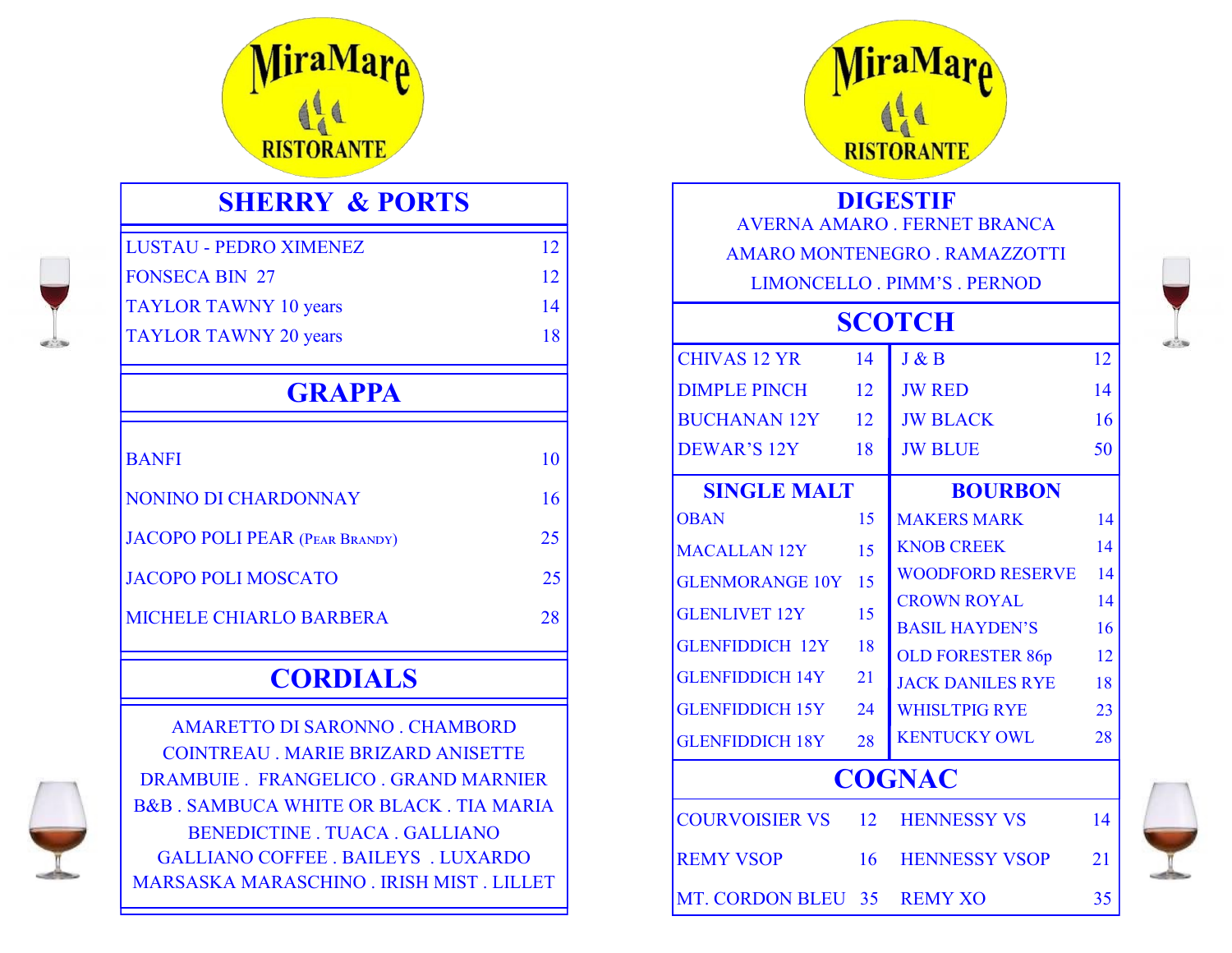MiraMare RISTORANTE

## SHERRY & PORTS

| Item | Price |
|---|---|
| LUSTAU - PEDRO XIMENEZ | 12 |
| FONSECA BIN 27 | 12 |
| TAYLOR TAWNY 10 years | 14 |
| TAYLOR TAWNY 20 years | 18 |

## GRAPPA

| Item | Price |
|---|---|
| BANFI | 10 |
| NONINO DI CHARDONNAY | 16 |
| JACOPO POLI PEAR (PEAR BRANDY) | 25 |
| JACOPO POLI MOSCATO | 25 |
| MICHELE CHIARLO BARBERA | 28 |

## CORDIALS

AMARETTO DI SARONNO . CHAMBORD
COINTREAU . MARIE BRIZARD ANISETTE
DRAMBUIE . FRANGELICO . GRAND MARNIER
B&B . SAMBUCA WHITE OR BLACK . TIA MARIA
BENEDICTINE . TUACA . GALLIANO
GALLIANO COFFEE . BAILEYS . LUXARDO
MARSASKA MARASCHINO . IRISH MIST . LILLET

MiraMare RISTORANTE

## DIGESTIF

AVERNA AMARO . FERNET BRANCA
AMARO MONTENEGRO . RAMAZZOTTI
LIMONCELLO . PIMM'S . PERNOD

## SCOTCH

| Item | Price | Item | Price |
|---|---|---|---|
| CHIVAS 12 YR | 14 | J & B | 12 |
| DIMPLE PINCH | 12 | JW RED | 14 |
| BUCHANAN 12Y | 12 | JW BLACK | 16 |
| DEWAR'S 12Y | 18 | JW BLUE | 50 |

## SINGLE MALT

| Item | Price |
|---|---|
| OBAN | 15 |
| MACALLAN 12Y | 15 |
| GLENMORANGE 10Y | 15 |
| GLENLIVET 12Y | 15 |
| GLENFIDDICH 12Y | 18 |
| GLENFIDDICH 14Y | 21 |
| GLENFIDDICH 15Y | 24 |
| GLENFIDDICH 18Y | 28 |

## BOURBON

| Item | Price |
|---|---|
| MAKERS MARK | 14 |
| KNOB CREEK | 14 |
| WOODFORD RESERVE | 14 |
| CROWN ROYAL | 14 |
| BASIL HAYDEN'S | 16 |
| OLD FORESTER 86p | 12 |
| JACK DANILES RYE | 18 |
| WHISLTPIG RYE | 23 |
| KENTUCKY OWL | 28 |

## COGNAC

| Item | Price | Item | Price |
|---|---|---|---|
| COURVOISIER VS | 12 | HENNESSY VS | 14 |
| REMY VSOP | 16 | HENNESSY VSOP | 21 |
| MT. CORDON BLEU | 35 | REMY XO | 35 |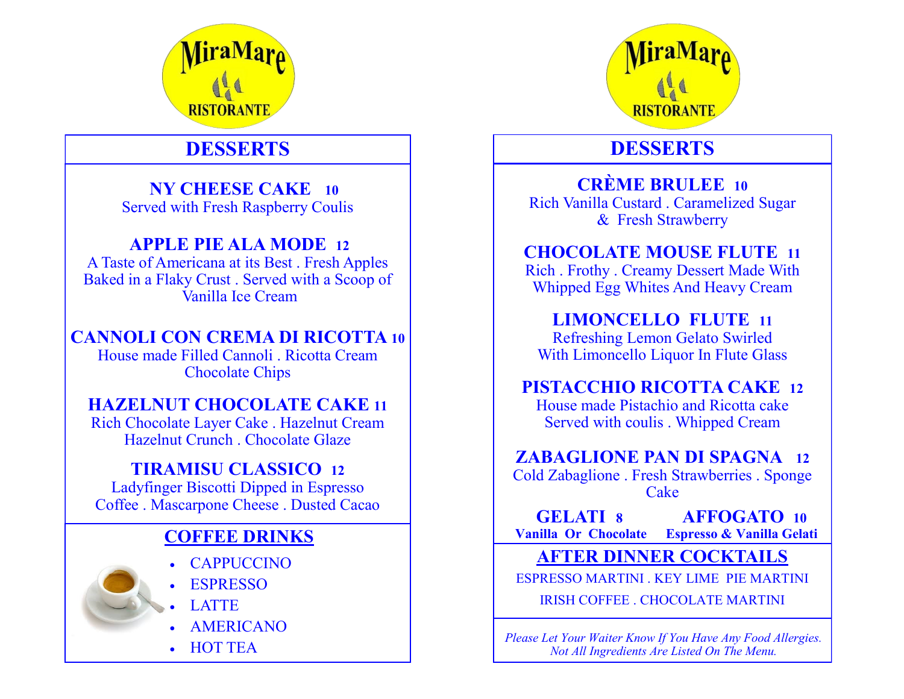MiraMare

RISTORANTE

## DESSERTS

### NY CHEESE CAKE 10
Served with Fresh Raspberry Coulis

### APPLE PIE ALA MODE 12
A Taste of Americana at its Best . Fresh Apples Baked in a Flaky Crust . Served with a Scoop of Vanilla Ice Cream

### CANNOLI CON CREMA DI RICOTTA 10
House made Filled Cannoli . Ricotta Cream Chocolate Chips

### HAZELNUT CHOCOLATE CAKE 11
Rich Chocolate Layer Cake . Hazelnut Cream Hazelnut Crunch . Chocolate Glaze

### TIRAMISU CLASSICO 12
Ladyfinger Biscotti Dipped in Espresso Coffee . Mascarpone Cheese . Dusted Cacao

## COFFEE DRINKS

- CAPPUCCINO
- ESPRESSO
- LATTE
- AMERICANO
- HOT TEA

MiraMare

RISTORANTE

## DESSERTS

### CRÈME BRULEE 10
Rich Vanilla Custard . Caramelized Sugar & Fresh Strawberry

### CHOCOLATE MOUSE FLUTE 11
Rich . Frothy . Creamy Dessert Made With Whipped Egg Whites And Heavy Cream

### LIMONCELLO FLUTE 11
Refreshing Lemon Gelato Swirled With Limoncello Liquor In Flute Glass

### PISTACCHIO RICOTTA CAKE 12
House made Pistachio and Ricotta cake Served with coulis . Whipped Cream

### ZABAGLIONE PAN DI SPAGNA 12
Cold Zabaglione . Fresh Strawberries . Sponge Cake

### GELATI 8
**Vanilla Or Chocolate**

### AFFOGATO 10
**Espresso & Vanilla Gelati**

## AFTER DINNER COCKTAILS

ESPRESSO MARTINI . KEY LIME PIE MARTINI

IRISH COFFEE . CHOCOLATE MARTINI

*Please Let Your Waiter Know If You Have Any Food Allergies. Not All Ingredients Are Listed On The Menu.*